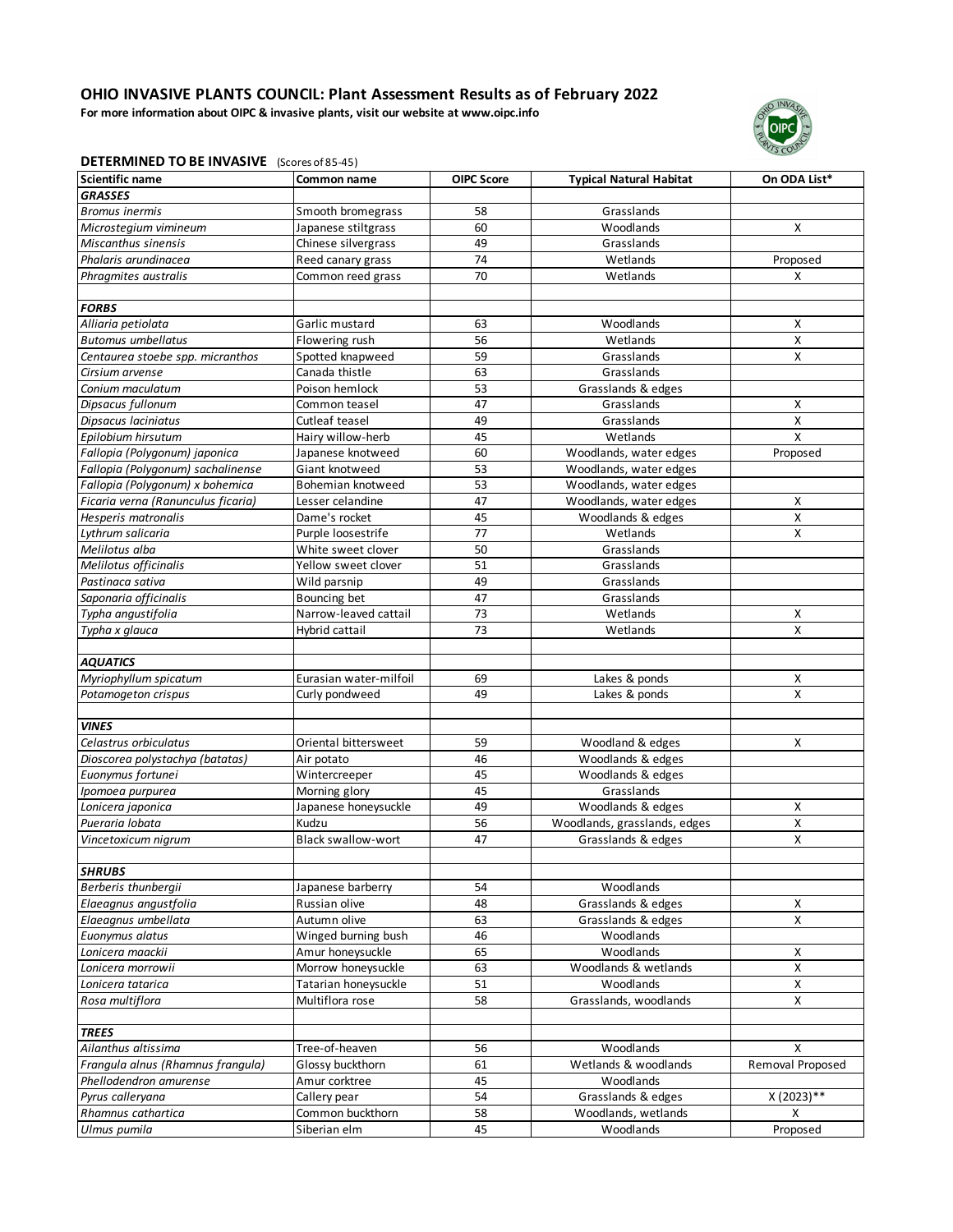# OHIO INVASIVE PLANTS COUNCIL: Plant Assessment Results as of February 2022

**For more information about OIPC & invasive plants, visit our website at www.oipc.info**

## DETERMINED TO BE INVASIVE (Scores of 85-45)

| Scientific name | Common name | OIPC Score | Typical Natural Habitat | On ODA List* |
|---|---|---|---|---|
| ***GRASSES*** | | | | |
| *Bromus inermis* | Smooth bromegrass | 58 | Grasslands | |
| *Microstegium vimineum* | Japanese stiltgrass | 60 | Woodlands | X |
| *Miscanthus sinensis* | Chinese silvergrass | 49 | Grasslands | |
| *Phalaris arundinacea* | Reed canary grass | 74 | Wetlands | Proposed |
| *Phragmites australis* | Common reed grass | 70 | Wetlands | X |
| | | | | |
| ***FORBS*** | | | | |
| *Alliaria petiolata* | Garlic mustard | 63 | Woodlands | X |
| *Butomus umbellatus* | Flowering rush | 56 | Wetlands | X |
| *Centaurea stoebe spp. micranthos* | Spotted knapweed | 59 | Grasslands | X |
| *Cirsium arvense* | Canada thistle | 63 | Grasslands | |
| *Conium maculatum* | Poison hemlock | 53 | Grasslands & edges | |
| *Dipsacus fullonum* | Common teasel | 47 | Grasslands | X |
| *Dipsacus laciniatus* | Cutleaf teasel | 49 | Grasslands | X |
| *Epilobium hirsutum* | Hairy willow-herb | 45 | Wetlands | X |
| *Fallopia (Polygonum) japonica* | Japanese knotweed | 60 | Woodlands, water edges | Proposed |
| *Fallopia (Polygonum) sachalinense* | Giant knotweed | 53 | Woodlands, water edges | |
| *Fallopia (Polygonum) x bohemica* | Bohemian knotweed | 53 | Woodlands, water edges | |
| *Ficaria verna (Ranunculus ficaria)* | Lesser celandine | 47 | Woodlands, water edges | X |
| *Hesperis matronalis* | Dame's rocket | 45 | Woodlands & edges | X |
| *Lythrum salicaria* | Purple loosestrife | 77 | Wetlands | X |
| *Melilotus alba* | White sweet clover | 50 | Grasslands | |
| *Melilotus officinalis* | Yellow sweet clover | 51 | Grasslands | |
| *Pastinaca sativa* | Wild parsnip | 49 | Grasslands | |
| *Saponaria officinalis* | Bouncing bet | 47 | Grasslands | |
| *Typha angustifolia* | Narrow-leaved cattail | 73 | Wetlands | X |
| *Typha x glauca* | Hybrid cattail | 73 | Wetlands | X |
| | | | | |
| ***AQUATICS*** | | | | |
| *Myriophyllum spicatum* | Eurasian water-milfoil | 69 | Lakes & ponds | X |
| *Potamogeton crispus* | Curly pondweed | 49 | Lakes & ponds | X |
| | | | | |
| ***VINES*** | | | | |
| *Celastrus orbiculatus* | Oriental bittersweet | 59 | Woodland & edges | X |
| *Dioscorea polystachya (batatas)* | Air potato | 46 | Woodlands & edges | |
| *Euonymus fortunei* | Wintercreeper | 45 | Woodlands & edges | |
| *Ipomoea purpurea* | Morning glory | 45 | Grasslands | |
| *Lonicera japonica* | Japanese honeysuckle | 49 | Woodlands & edges | X |
| *Pueraria lobata* | Kudzu | 56 | Woodlands, grasslands, edges | X |
| *Vincetoxicum nigrum* | Black swallow-wort | 47 | Grasslands & edges | X |
| | | | | |
| ***SHRUBS*** | | | | |
| *Berberis thunbergii* | Japanese barberry | 54 | Woodlands | |
| *Elaeagnus angustfolia* | Russian olive | 48 | Grasslands & edges | X |
| *Elaeagnus umbellata* | Autumn olive | 63 | Grasslands & edges | X |
| *Euonymus alatus* | Winged burning bush | 46 | Woodlands | |
| *Lonicera maackii* | Amur honeysuckle | 65 | Woodlands | X |
| *Lonicera morrowii* | Morrow honeysuckle | 63 | Woodlands & wetlands | X |
| *Lonicera tatarica* | Tatarian honeysuckle | 51 | Woodlands | X |
| *Rosa multiflora* | Multiflora rose | 58 | Grasslands, woodlands | X |
| | | | | |
| ***TREES*** | | | | |
| *Ailanthus altissima* | Tree-of-heaven | 56 | Woodlands | X |
| *Frangula alnus (Rhamnus frangula)* | Glossy buckthorn | 61 | Wetlands & woodlands | Removal Proposed |
| *Phellodendron amurense* | Amur corktree | 45 | Woodlands | |
| *Pyrus calleryana* | Callery pear | 54 | Grasslands & edges | X (2023)** |
| *Rhamnus cathartica* | Common buckthorn | 58 | Woodlands, wetlands | X |
| *Ulmus pumila* | Siberian elm | 45 | Woodlands | Proposed |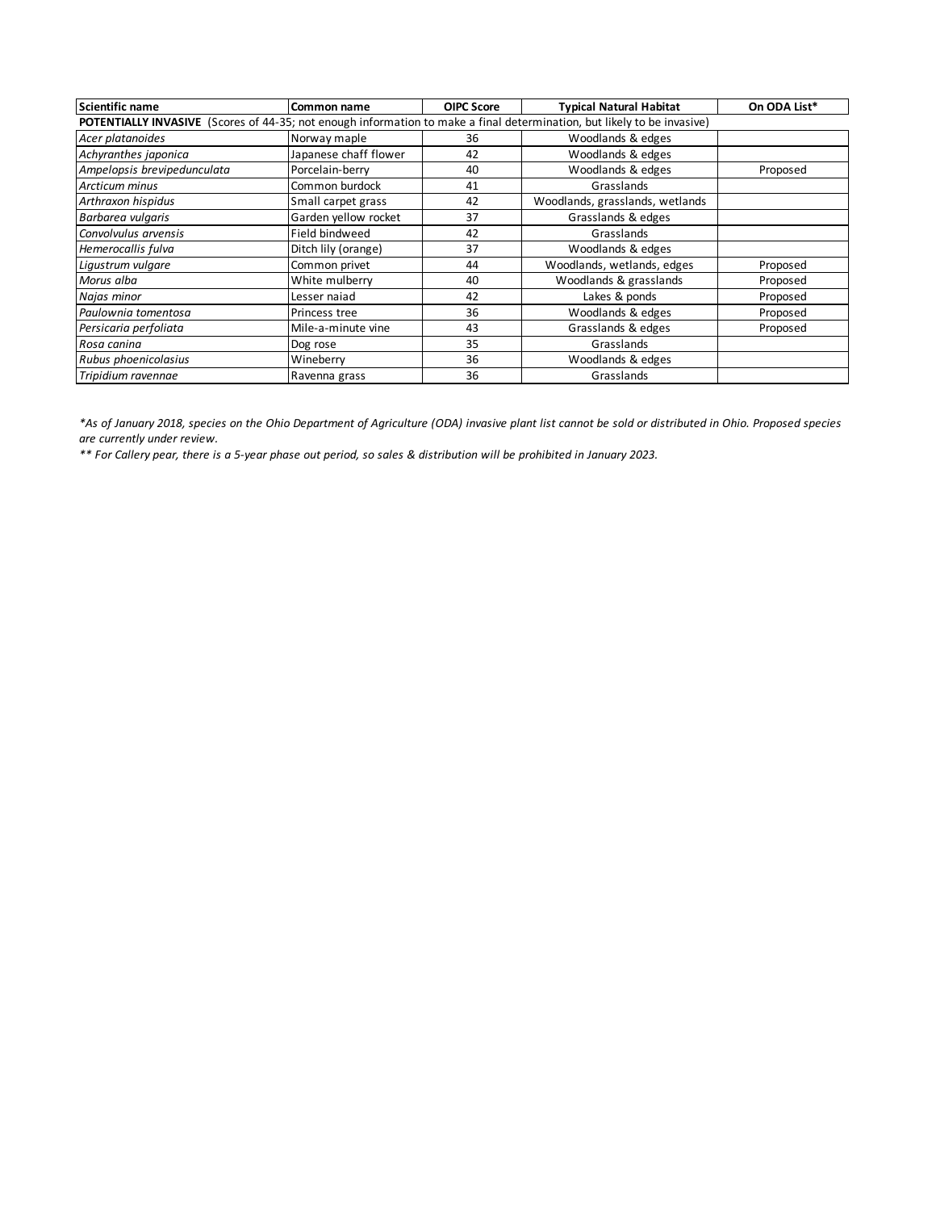| Scientific name | Common name | OIPC Score | Typical Natural Habitat | On ODA List* |
|---|---|---|---|---|
| **POTENTIALLY INVASIVE** (Scores of 44-35; not enough information to make a final determination, but likely to be invasive) | | | | |
| *Acer platanoides* | Norway maple | 36 | Woodlands & edges | |
| *Achyranthes japonica* | Japanese chaff flower | 42 | Woodlands & edges | |
| *Ampelopsis brevipedunculata* | Porcelain-berry | 40 | Woodlands & edges | Proposed |
| *Arcticum minus* | Common burdock | 41 | Grasslands | |
| *Arthraxon hispidus* | Small carpet grass | 42 | Woodlands, grasslands, wetlands | |
| *Barbarea vulgaris* | Garden yellow rocket | 37 | Grasslands & edges | |
| *Convolvulus arvensis* | Field bindweed | 42 | Grasslands | |
| *Hemerocallis fulva* | Ditch lily (orange) | 37 | Woodlands & edges | |
| *Ligustrum vulgare* | Common privet | 44 | Woodlands, wetlands, edges | Proposed |
| *Morus alba* | White mulberry | 40 | Woodlands & grasslands | Proposed |
| *Najas minor* | Lesser naiad | 42 | Lakes & ponds | Proposed |
| *Paulownia tomentosa* | Princess tree | 36 | Woodlands & edges | Proposed |
| *Persicaria perfoliata* | Mile-a-minute vine | 43 | Grasslands & edges | Proposed |
| *Rosa canina* | Dog rose | 35 | Grasslands | |
| *Rubus phoenicolasius* | Wineberry | 36 | Woodlands & edges | |
| *Tripidium ravennae* | Ravenna grass | 36 | Grasslands | |

*\*As of January 2018, species on the Ohio Department of Agriculture (ODA) invasive plant list cannot be sold or distributed in Ohio. Proposed species are currently under review.*

*\*\* For Callery pear, there is a 5-year phase out period, so sales & distribution will be prohibited in January 2023.*